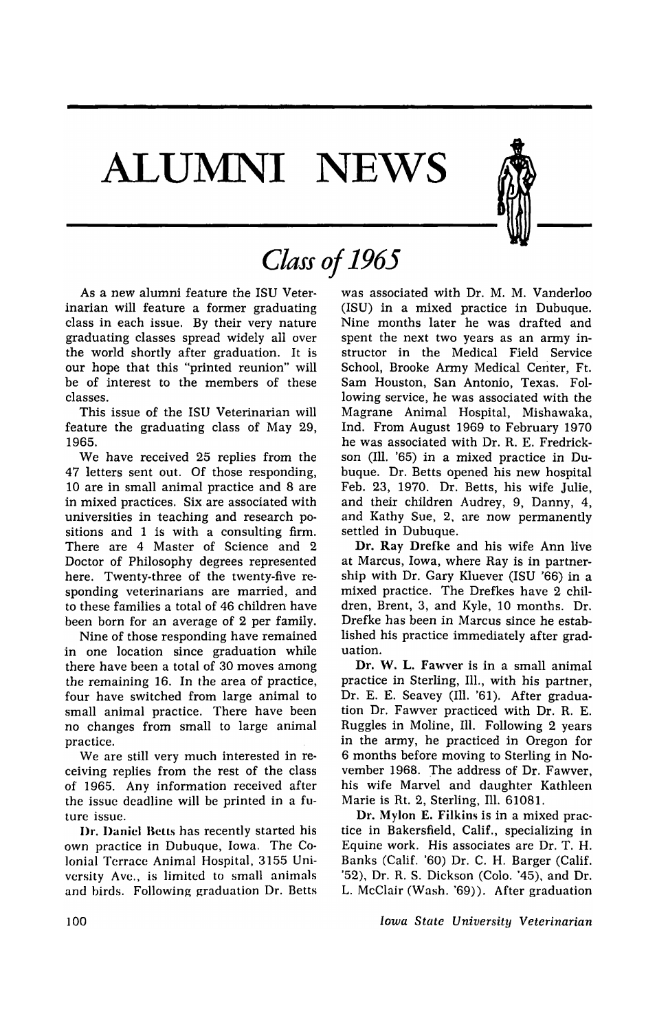# ALUMNI NEWS

## *Class of 1965*

As a new alumni feature the ISU Veterinarian will feature a former graduating class in each issue. By their very nature graduating classes spread widely all over the world shortly after graduation. It is our hope that this "printed reunion" will be of interest to the members of these classes.

This issue of the ISU Veterinarian will feature the graduating class of May 29, 1965.

We have received 25 replies from the 47 letters sent out. Of those responding, 10 are in small animal practice and 8 are in mixed practices. Six are associated with universities in teaching and research positions and 1 is with a consulting firm. There are 4 Master of Science and 2 Doctor of Philosophy degrees represented here. Twenty-three of the twenty-five responding veterinarians are married, and to these families a total of 46 children have been born for an average of 2 per family.

Nine of those responding have remained in one location since graduation while there have been a total of 30 moves among the remaining 16. In the area of practice, four have switched from large animal to small animal practice. There have been no changes from small to large animal practice.

We are still very much interested in receiving replies from the rest of the class of 1965. Any information received after the issue deadline will be printed in a future issue.

**Dr. Daniel Betts** has recently started his own practice in Dubuque, Iowa. The Colonial Terrace Animal Hospital, 3155 University Ave., is limited to small animals and birds. Following graduation Dr. Betts was associated with Dr. M. M. Vanderloo (ISU) in a mixed practice in Dubuque. Nine months later he was drafted and spent the next two years as an army instructor in the Medical Field Service School, Brooke Army Medical Center, Ft. Sam Houston, San Antonio, Texas. Following service, he was associated with the Magrane Animal Hospital, Mishawaka, Ind. From August 1969 to February 1970 he was associated with Dr. R. E. Fredrickson (Ill. '65) in a mixed practice in Dubuque. Dr. Betts opened his new hospital Feb. 23, 1970. Dr. Betts, his wife Julie, and their children Audrey, 9, Danny, 4, and Kathy Sue, 2, are now permanently settled in Dubuque.

**Dr. Ray Drefke** and his wife Ann live at Marcus, Iowa, where Ray is in partnership with Dr. Gary Kluever (ISU '66) in a mixed practice. The Drefkes have 2 children, Brent, 3, and Kyle, 10 months. Dr. Drefke has been in Marcus since he established his practice immediately after graduation.

**Dr. W. L. Fawver** is in a small animal practice in Sterling, Ill., with his partner, Dr. E. E. Seavey (Ill. '61). After graduation Dr. Fawver practiced with Dr. R. E. Ruggles in Moline, Ill. Following 2 years in the army, he practiced in Oregon for 6 months before moving to Sterling in November 1968. The address of Dr. Fawver, his wife Marvel and daughter Kathleen Marie is Rt. 2, Sterling, Ill. 61081.

**Dr. Mylon E. Filkins** is in a mixed practice in Bakersfield, Calif., specializing in Equine work. His associates are Dr. T. H. Banks (Calif. '60) Dr. C. H. Barger (Calif. '52), Dr. R. S. Dickson (Colo. '45), and Dr. L. McClair (Wash. '69)). After graduation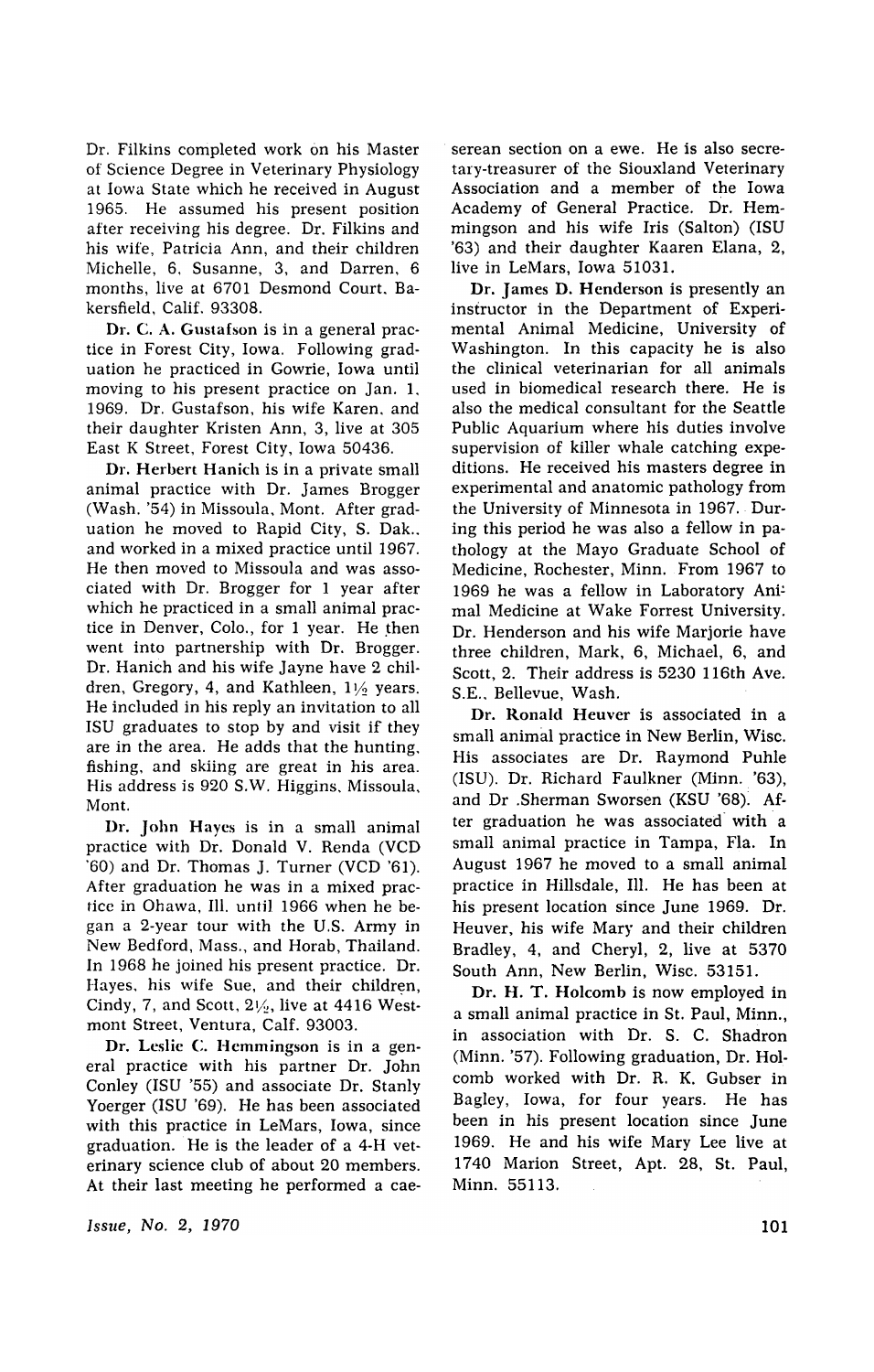Dr. Filkins completed work on his Master of Science Degree in Veterinary Physiology at Iowa State which he received in August 1965. He assumed his present position after receiving his degree. Dr. Filkins and his wife, Patricia Ann, and their children Michelle, 6, Susanne, 3, and Darren, 6 months, live at 6701 Desmond Court, Bakersfield, Calif. 93308.

**Dr. C. A. Gustafson** is in a general practice in Forest City, Iowa. Following graduation he practiced in Gowrie, Iowa until moving to his present practice on Jan. 1, 1969. Dr. Gustafson, his wife Karen, and their daughter Kristen Ann, 3, live at 305 East K Street, Forest City, Iowa 50436.

**Dr. Herbert Hanich** is in a private small animal practice with Dr. James Brogger (Wash. '54) in Missoula, Mont. After graduation he moved to Rapid City, S. Dak., and worked in a mixed practice until 1967. He then moved to Missoula and was associated with Dr. Brogger for 1 year after which he practiced in a small animal practice in Denver, Colo., for 1 year. He then went into partnership with Dr. Brogger. Dr. Hanich and his wife Jayne have 2 children, Gregory, 4, and Kathleen, 1½ years. He included in his reply an invitation to all ISU graduates to stop by and visit if they are in the area. He adds that the hunting, fishing, and skiing are great in his area. His address is 920 S.W. Higgins, Missoula, Mont.

**Dr. John Hayes** is in a small animal practice with Dr. Donald V. Renda (VCD '60) and Dr. Thomas J. Turner (VCD '61). After graduation he was in a mixed practice in Ohawa, Ill. until 1966 when he began a 2-year tour with the U.S. Army in New Bedford, Mass., and Horab, Thailand. In 1968 he joined his present practice. Dr. Hayes, his wife Sue, and their children, Cindy, 7, and Scott, 2½, live at 4416 Westmont Street, Ventura, Calf. 93003.

**Dr. Leslie C. Hemmingson** is in a general practice with his partner Dr. John Conley (ISU '55) and associate Dr. Stanly Yoerger (ISU '69). He has been associated with this practice in LeMars, Iowa, since graduation. He is the leader of a 4-H veterinary science club of about 20 members. At their last meeting he performed a caeserean section on a ewe. He is also secretary-treasurer of the Siouxland Veterinary Association and a member of the Iowa Academy of General Practice. Dr. Hemmingson and his wife Iris (Salton) (ISU '63) and their daughter Kaaren Elana, 2, live in LeMars, Iowa 51031.

**Dr. James D. Henderson** is presently an instructor in the Department of Experimental Animal Medicine, University of Washington. In this capacity he is also the clinical veterinarian for all animals used in biomedical research there. He is also the medical consultant for the Seattle Public Aquarium where his duties involve supervision of killer whale catching expeditions. He received his masters degree in experimental and anatomic pathology from the University of Minnesota in 1967. During this period he was also a fellow in pathology at the Mayo Graduate School of Medicine, Rochester, Minn. From 1967 to 1969 he was a fellow in Laboratory Animal Medicine at Wake Forrest University. Dr. Henderson and his wife Marjorie have three children, Mark, 6, Michael, 6, and Scott, 2. Their address is 5230 116th Ave. S.E., Bellevue, Wash.

**Dr. Ronald Heuver** is associated in a small animal practice in New Berlin, Wisc. His associates are Dr. Raymond Puhle (ISU). Dr. Richard Faulkner (Minn. '63), and Dr .Sherman Sworsen (KSU '68). After graduation he was associated with a small animal practice in Tampa, Fla. In August 1967 he moved to a small animal practice in Hillsdale, Ill. He has been at his present location since June 1969. Dr. Heuver, his wife Mary and their children Bradley, 4, and Cheryl, 2, live at 5370 South Ann, New Berlin, Wisc. 53151.

**Dr. H. T. Holcomb** is now employed in a small animal practice in St. Paul, Minn., in association with Dr. S. C. Shadron (Minn. '57). Following graduation, Dr. Holcomb worked with Dr. R. K. Gubser in Bagley, Iowa, for four years. He has been in his present location since June 1969. He and his wife Mary Lee live at 1740 Marion Street, Apt. 28, St. Paul, Minn. 55113.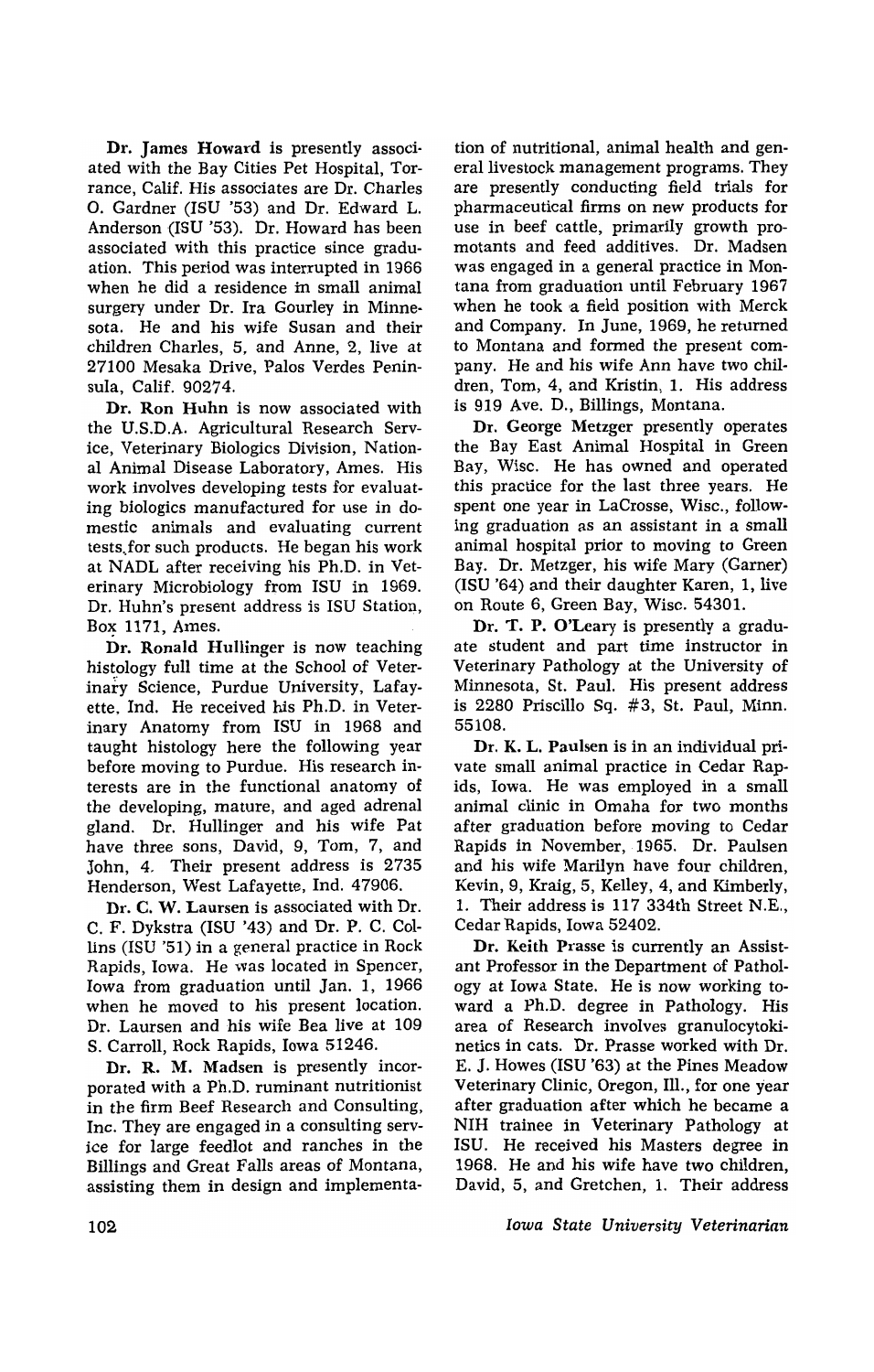**Dr. James Howard** is presently associated with the Bay Cities Pet Hospital, Torrance, Calif. His associates are Dr. Charles O. Gardner (ISU '53) and Dr. Edward L. Anderson (ISU '53). Dr. Howard has been associated with this practice since graduation. This period was interrupted in 1966 when he did a residence in small animal surgery under Dr. Ira Gourley in Minnesota. He and his wife Susan and their children Charles, 5, and Anne, 2, live at 27100 Mesaka Drive, Palos Verdes Peninsula, Calif. 90274.

**Dr. Ron Huhn** is now associated with the U.S.D.A. Agricultural Research Service, Veterinary Biologics Division, National Animal Disease Laboratory, Ames. His work involves developing tests for evaluating biologics manufactured for use in domestic animals and evaluating current tests for such products. He began his work at NADL after receiving his Ph.D. in Veterinary Microbiology from ISU in 1969. Dr. Huhn's present address is ISU Station, Box 1171, Ames.

**Dr. Ronald Hullinger** is now teaching histology full time at the School of Veterinary Science, Purdue University, Lafayette, Ind. He received his Ph.D. in Veterinary Anatomy from ISU in 1968 and taught histology here the following year before moving to Purdue. His research interests are in the functional anatomy of the developing, mature, and aged adrenal gland. Dr. Hullinger and his wife Pat have three sons, David, 9, Tom, 7, and John, 4. Their present address is 2735 Henderson, West Lafayette, Ind. 47906.

**Dr. C. W. Laursen** is associated with Dr. C. F. Dykstra (ISU '43) and Dr. P. C. Collins (ISU '51) in a general practice in Rock Rapids, Iowa. He was located in Spencer, Iowa from graduation until Jan. 1, 1966 when he moved to his present location. Dr. Laursen and his wife Bea live at 109 S. Carroll, Rock Rapids, Iowa 51246.

**Dr. R. M. Madsen** is presently incorporated with a Ph.D. ruminant nutritionist in the firm Beef Research and Consulting, Inc. They are engaged in a consulting service for large feedlot and ranches in the Billings and Great Falls areas of Montana, assisting them in design and implementation of nutritional, animal health and general livestock management programs. They are presently conducting field trials for pharmaceutical firms on new products for use in beef cattle, primarily growth promotants and feed additives. Dr. Madsen was engaged in a general practice in Montana from graduation until February 1967 when he took a field position with Merck and Company. In June, 1969, he returned to Montana and formed the present company. He and his wife Ann have two children, Tom, 4, and Kristin, 1. His address is 919 Ave. D., Billings, Montana.

**Dr. George Metzger** presently operates the Bay East Animal Hospital in Green Bay, Wisc. He has owned and operated this practice for the last three years. He spent one year in LaCrosse, Wisc., following graduation as an assistant in a small animal hospital prior to moving to Green Bay. Dr. Metzger, his wife Mary (Garner) (ISU '64) and their daughter Karen, 1, live on Route 6, Green Bay, Wisc. 54301.

**Dr. T. P. O'Leary** is presently a graduate student and part time instructor in Veterinary Pathology at the University of Minnesota, St. Paul. His present address is 2280 Priscillo Sq. #3, St. Paul, Minn. 55108.

**Dr. K. L. Paulsen** is in an individual private small animal practice in Cedar Rapids, Iowa. He was employed in a small animal clinic in Omaha for two months after graduation before moving to Cedar Rapids in November, 1965. Dr. Paulsen and his wife Marilyn have four children, Kevin, 9, Kraig, 5, Kelley, 4, and Kimberly, 1. Their address is 117 334th Street N.E., Cedar Rapids, Iowa 52402.

**Dr. Keith Prasse** is currently an Assistant Professor in the Department of Pathology at Iowa State. He is now working toward a Ph.D. degree in Pathology. His area of Research involves granulocytokinetics in cats. Dr. Prasse worked with Dr. E. J. Howes (ISU '63) at the Pines Meadow Veterinary Clinic, Oregon, Ill., for one year after graduation after which he became a NIH trainee in Veterinary Pathology at ISU. He received his Masters degree in 1968. He and his wife have two children, David, 5, and Gretchen, 1. Their address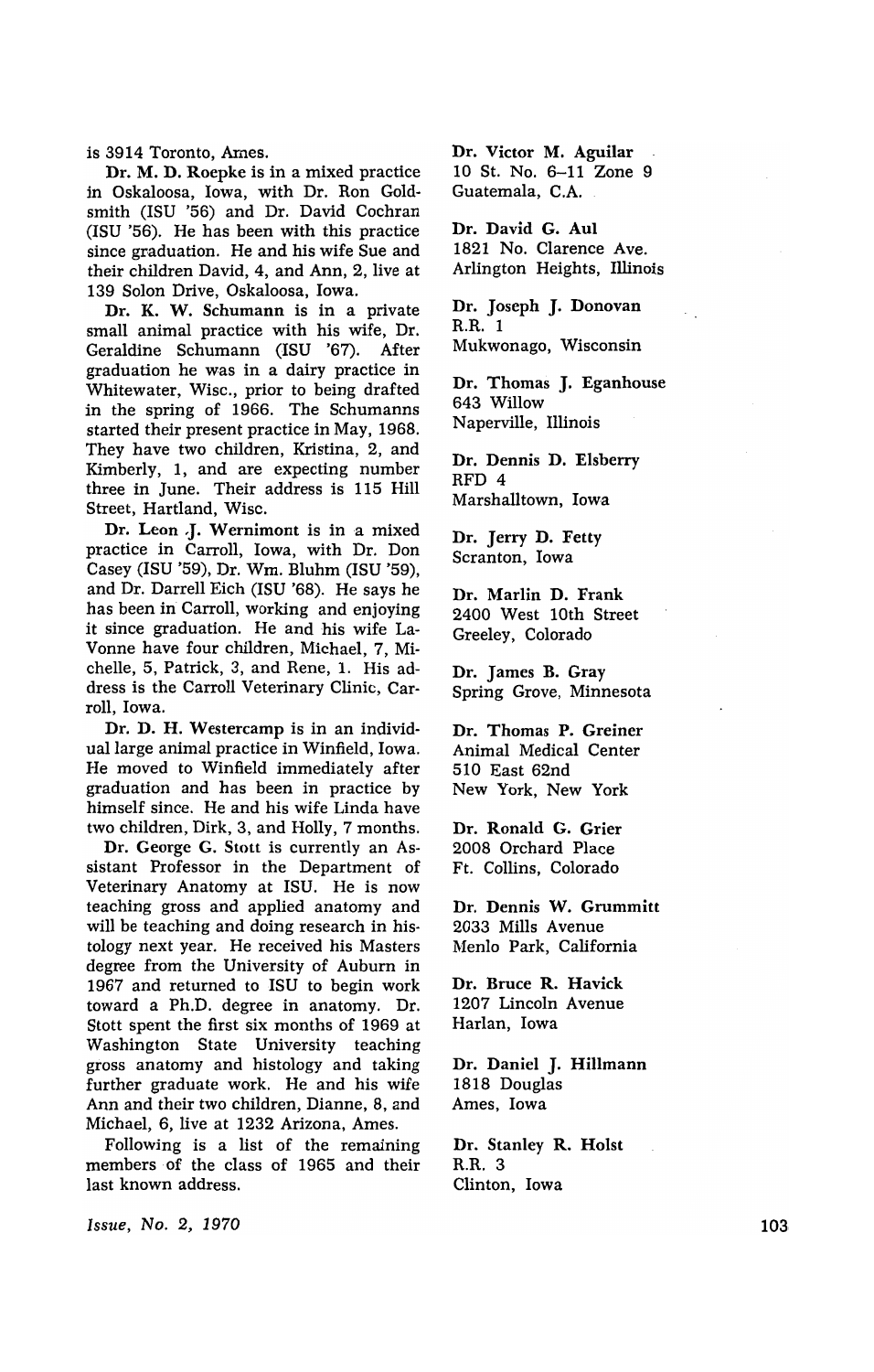is 3914 Toronto, Ames.

**Dr. M. D. Roepke** is in a mixed practice in Oskaloosa, Iowa, with Dr. Ron Goldsmith (ISU '56) and Dr. David Cochran (ISU '56). He has been with this practice since graduation. He and his wife Sue and their children David, 4, and Ann, 2, live at 139 Solon Drive, Oskaloosa, Iowa.

**Dr. K. W. Schumann** is in a private small animal practice with his wife, Dr. Geraldine Schumann (ISU '67). After graduation he was in a dairy practice in Whitewater, Wisc., prior to being drafted in the spring of 1966. The Schumanns started their present practice in May, 1968. They have two children, Kristina, 2, and Kimberly, 1, and are expecting number three in June. Their address is 115 Hill Street, Hartland, Wisc.

**Dr. Leon J. Wernimont** is in a mixed practice in Carroll, Iowa, with Dr. Don Casey (ISU '59), Dr. Wm. Bluhm (ISU '59), and Dr. Darrell Eich (ISU '68). He says he has been in Carroll, working and enjoying it since graduation. He and his wife LaVonne have four children, Michael, 7, Michelle, 5, Patrick, 3, and Rene, 1. His address is the Carroll Veterinary Clinic, Carroll, Iowa.

**Dr. D. H. Westercamp** is in an individual large animal practice in Winfield, Iowa. He moved to Winfield immediately after graduation and has been in practice by himself since. He and his wife Linda have two children, Dirk, 3, and Holly, 7 months.

**Dr. George G. Stott** is currently an Assistant Professor in the Department of Veterinary Anatomy at ISU. He is now teaching gross and applied anatomy and will be teaching and doing research in histology next year. He received his Masters degree from the University of Auburn in 1967 and returned to ISU to begin work toward a Ph.D. degree in anatomy. Dr. Stott spent the first six months of 1969 at Washington State University teaching gross anatomy and histology and taking further graduate work. He and his wife Ann and their two children, Dianne, 8, and Michael, 6, live at 1232 Arizona, Ames.

Following is a list of the remaining members of the class of 1965 and their last known address.

**Dr. Victor M. Aguilar**
10 St. No. 6–11 Zone 9
Guatemala, C.A.

**Dr. David G. Aul**
1821 No. Clarence Ave.
Arlington Heights, Illinois

**Dr. Joseph J. Donovan**
R.R. 1
Mukwonago, Wisconsin

**Dr. Thomas J. Eganhouse**
643 Willow
Naperville, Illinois

**Dr. Dennis D. Elsberry**
RFD 4
Marshalltown, Iowa

**Dr. Jerry D. Fetty**
Scranton, Iowa

**Dr. Marlin D. Frank**
2400 West 10th Street
Greeley, Colorado

**Dr. James B. Gray**
Spring Grove, Minnesota

**Dr. Thomas P. Greiner**
Animal Medical Center
510 East 62nd
New York, New York

**Dr. Ronald G. Grier**
2008 Orchard Place
Ft. Collins, Colorado

**Dr. Dennis W. Grummitt**
2033 Mills Avenue
Menlo Park, California

**Dr. Bruce R. Havick**
1207 Lincoln Avenue
Harlan, Iowa

**Dr. Daniel J. Hillmann**
1818 Douglas
Ames, Iowa

**Dr. Stanley R. Holst**
R.R. 3
Clinton, Iowa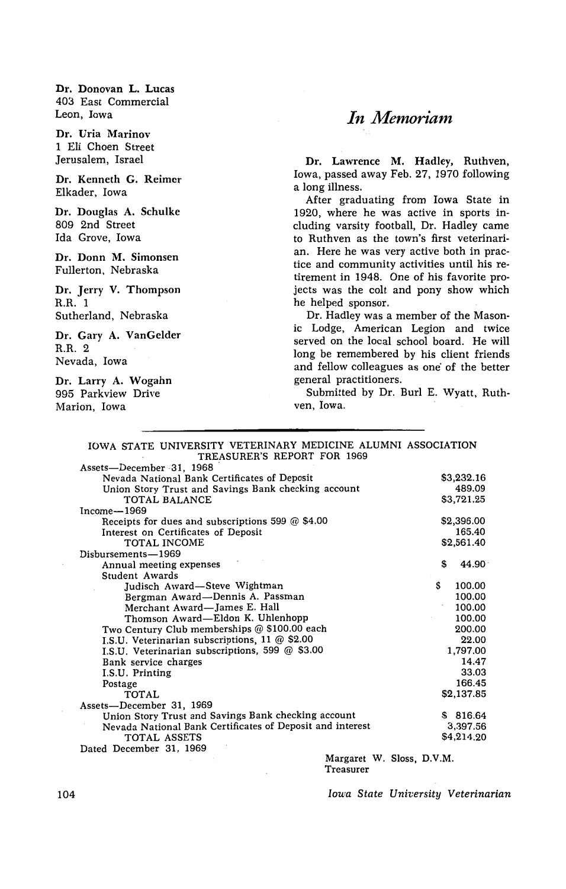**Dr. Donovan L. Lucas**
403 East Commercial
Leon, Iowa

**Dr. Uria Marinov**
1 Eli Choen Street
Jerusalem, Israel

**Dr. Kenneth G. Reimer**
Elkader, Iowa

**Dr. Douglas A. Schulke**
809 2nd Street
Ida Grove, Iowa

**Dr. Donn M. Simonsen**
Fullerton, Nebraska

**Dr. Jerry V. Thompson**
R.R. 1
Sutherland, Nebraska

**Dr. Gary A. VanGelder**
R.R. 2
Nevada, Iowa

**Dr. Larry A. Wogahn**
995 Parkview Drive
Marion, Iowa

# *In Memoriam*

**Dr. Lawrence M. Hadley**, Ruthven, Iowa, passed away Feb. 27, 1970 following a long illness.

After graduating from Iowa State in 1920, where he was active in sports including varsity football, Dr. Hadley came to Ruthven as the town's first veterinarian. Here he was very active both in practice and community activities until his retirement in 1948. One of his favorite projects was the colt and pony show which he helped sponsor.

Dr. Hadley was a member of the Masonic Lodge, American Legion and twice served on the local school board. He will long be remembered by his client friends and fellow colleagues as one of the better general practitioners.

Submitted by Dr. Burl E. Wyatt, Ruthven, Iowa.

---

## IOWA STATE UNIVERSITY VETERINARY MEDICINE ALUMNI ASSOCIATION
### TREASURER'S REPORT FOR 1969

| | |
|---|---|
| Assets—December 31, 1968 | |
| Nevada National Bank Certificates of Deposit | $3,232.16 |
| Union Story Trust and Savings Bank checking account | 489.09 |
| TOTAL BALANCE | $3,721.25 |
| Income—1969 | |
| Receipts for dues and subscriptions 599 @ $4.00 | $2,396.00 |
| Interest on Certificates of Deposit | 165.40 |
| TOTAL INCOME | $2,561.40 |
| Disbursements—1969 | |
| Annual meeting expenses | $ 44.90 |
| Student Awards | |
| Judisch Award—Steve Wightman | $ 100.00 |
| Bergman Award—Dennis A. Passman | 100.00 |
| Merchant Award—James E. Hall | 100.00 |
| Thomson Award—Eldon K. Uhlenhopp | 100.00 |
| Two Century Club memberships @ $100.00 each | 200.00 |
| I.S.U. Veterinarian subscriptions, 11 @ $2.00 | 22.00 |
| I.S.U. Veterinarian subscriptions, 599 @ $3.00 | 1,797.00 |
| Bank service charges | 14.47 |
| I.S.U. Printing | 33.03 |
| Postage | 166.45 |
| TOTAL | $2,137.85 |
| Assets—December 31, 1969 | |
| Union Story Trust and Savings Bank checking account | $ 816.64 |
| Nevada National Bank Certificates of Deposit and interest | 3,397.56 |
| TOTAL ASSETS | $4,214.20 |

Dated December 31, 1969

Margaret W. Sloss, D.V.M.
Treasurer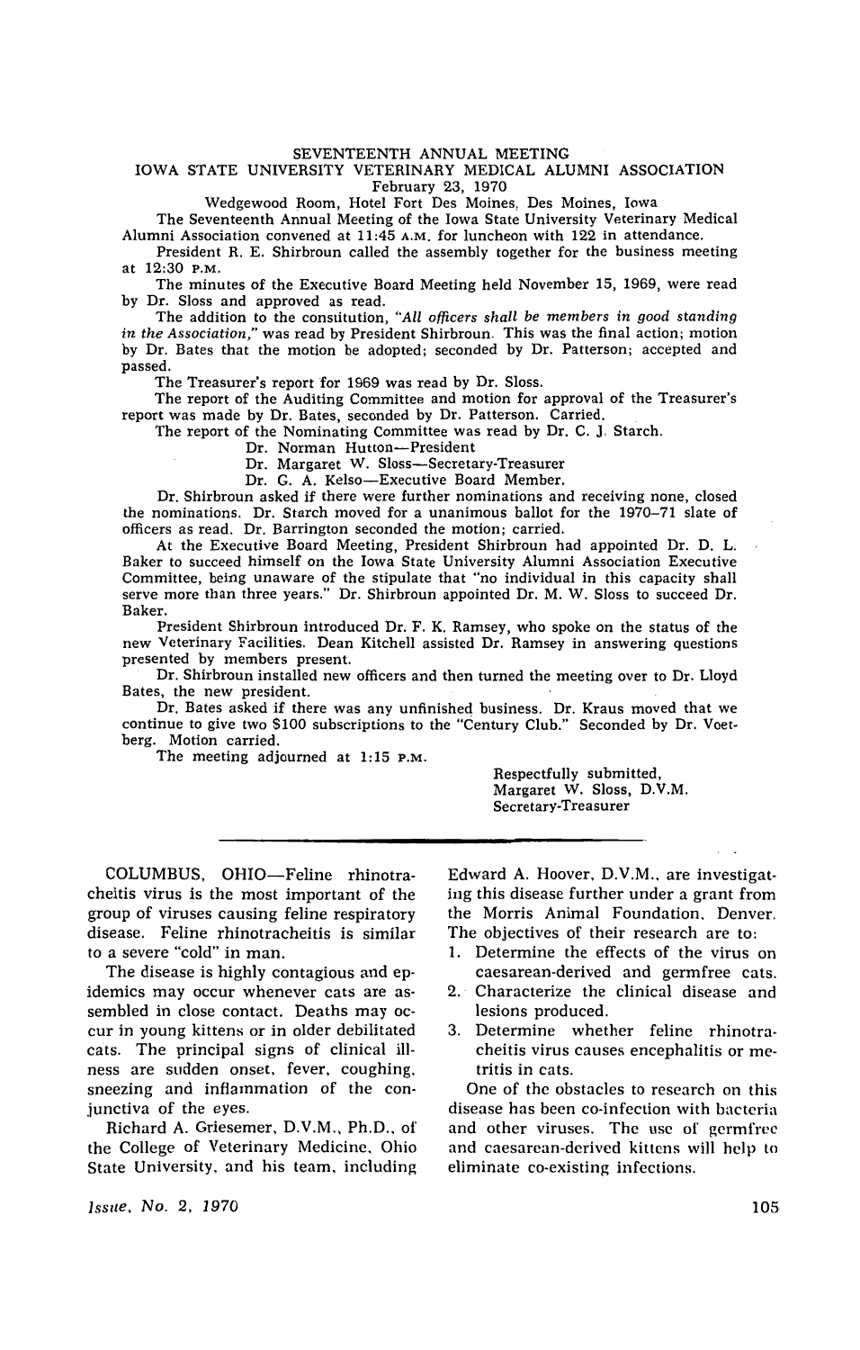## SEVENTEENTH ANNUAL MEETING

### IOWA STATE UNIVERSITY VETERINARY MEDICAL ALUMNI ASSOCIATION

February 23, 1970

Wedgewood Room, Hotel Fort Des Moines, Des Moines, Iowa

The Seventeenth Annual Meeting of the Iowa State University Veterinary Medical Alumni Association convened at 11:45 A.M. for luncheon with 122 in attendance.

President R. E. Shirbroun called the assembly together for the business meeting at 12:30 P.M.

The minutes of the Executive Board Meeting held November 15, 1969, were read by Dr. Sloss and approved as read.

The addition to the constitution, *"All officers shall be members in good standing in the Association,"* was read by President Shirbroun. This was the final action; motion by Dr. Bates that the motion be adopted; seconded by Dr. Patterson; accepted and passed.

The Treasurer's report for 1969 was read by Dr. Sloss.

The report of the Auditing Committee and motion for approval of the Treasurer's report was made by Dr. Bates, seconded by Dr. Patterson. Carried.

The report of the Nominating Committee was read by Dr. C. J. Starch.

Dr. Norman Hutton—President
Dr. Margaret W. Sloss—Secretary-Treasurer
Dr. G. A. Kelso—Executive Board Member.

Dr. Shirbroun asked if there were further nominations and receiving none, closed the nominations. Dr. Starch moved for a unanimous ballot for the 1970–71 slate of officers as read. Dr. Barrington seconded the motion; carried.

At the Executive Board Meeting, President Shirbroun had appointed Dr. D. L. Baker to succeed himself on the Iowa State University Alumni Association Executive Committee, being unaware of the stipulate that "no individual in this capacity shall serve more than three years." Dr. Shirbroun appointed Dr. M. W. Sloss to succeed Dr. Baker.

President Shirbroun introduced Dr. F. K. Ramsey, who spoke on the status of the new Veterinary Facilities. Dean Kitchell assisted Dr. Ramsey in answering questions presented by members present.

Dr. Shirbroun installed new officers and then turned the meeting over to Dr. Lloyd Bates, the new president.

Dr. Bates asked if there was any unfinished business. Dr. Kraus moved that we continue to give two $100 subscriptions to the "Century Club." Seconded by Dr. Voetberg. Motion carried.

The meeting adjourned at 1:15 P.M.

Respectfully submitted,
Margaret W. Sloss, D.V.M.
Secretary-Treasurer

---

COLUMBUS, OHIO—Feline rhinotracheitis virus is the most important of the group of viruses causing feline respiratory disease. Feline rhinotracheitis is similar to a severe "cold" in man.

The disease is highly contagious and epidemics may occur whenever cats are assembled in close contact. Deaths may occur in young kittens or in older debilitated cats. The principal signs of clinical illness are sudden onset, fever, coughing, sneezing and inflammation of the conjunctiva of the eyes.

Richard A. Griesemer, D.V.M., Ph.D., of the College of Veterinary Medicine, Ohio State University, and his team, including Edward A. Hoover, D.V.M., are investigating this disease further under a grant from the Morris Animal Foundation, Denver. The objectives of their research are to:

1. Determine the effects of the virus on caesarean-derived and germfree cats.
2. Characterize the clinical disease and lesions produced.
3. Determine whether feline rhinotracheitis virus causes encephalitis or metritis in cats.

One of the obstacles to research on this disease has been co-infection with bacteria and other viruses. The use of germfree and caesarean-derived kittens will help to eliminate co-existing infections.